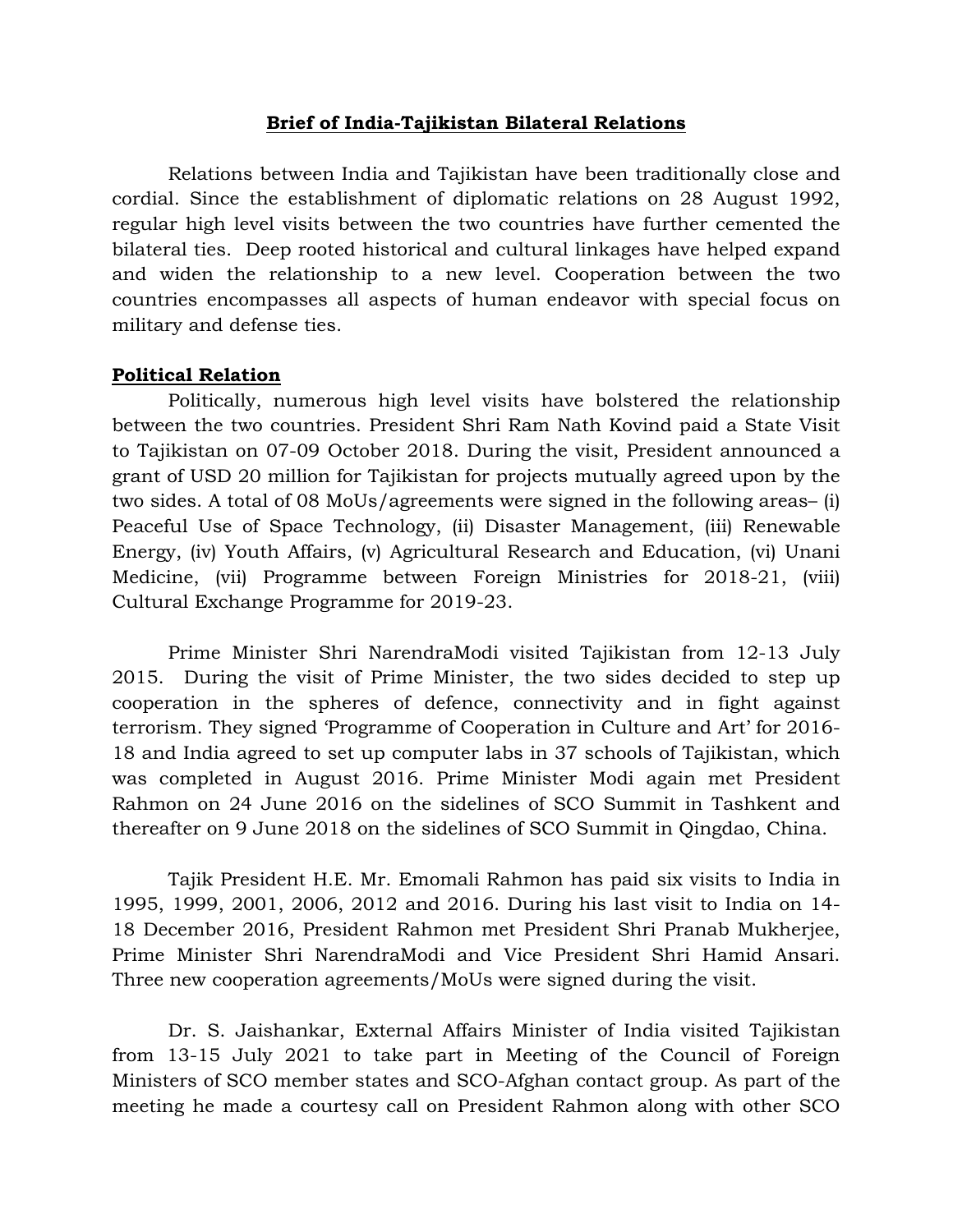# Brief of India-Tajikistan Bilateral Relations

Relations between India and Tajikistan have been traditionally close and cordial. Since the establishment of diplomatic relations on 28 August 1992, regular high level visits between the two countries have further cemented the bilateral ties. Deep rooted historical and cultural linkages have helped expand and widen the relationship to a new level. Cooperation between the two countries encompasses all aspects of human endeavor with special focus on military and defense ties.

## Political Relation

Politically, numerous high level visits have bolstered the relationship between the two countries. President Shri Ram Nath Kovind paid a State Visit to Tajikistan on 07-09 October 2018. During the visit, President announced a grant of USD 20 million for Tajikistan for projects mutually agreed upon by the two sides. A total of 08 MoUs/agreements were signed in the following areas– (i) Peaceful Use of Space Technology, (ii) Disaster Management, (iii) Renewable Energy, (iv) Youth Affairs, (v) Agricultural Research and Education, (vi) Unani Medicine, (vii) Programme between Foreign Ministries for 2018-21, (viii) Cultural Exchange Programme for 2019-23.

Prime Minister Shri NarendraModi visited Tajikistan from 12-13 July 2015. During the visit of Prime Minister, the two sides decided to step up cooperation in the spheres of defence, connectivity and in fight against terrorism. They signed 'Programme of Cooperation in Culture and Art' for 2016-18 and India agreed to set up computer labs in 37 schools of Tajikistan, which was completed in August 2016. Prime Minister Modi again met President Rahmon on 24 June 2016 on the sidelines of SCO Summit in Tashkent and thereafter on 9 June 2018 on the sidelines of SCO Summit in Qingdao, China.

Tajik President H.E. Mr. Emomali Rahmon has paid six visits to India in 1995, 1999, 2001, 2006, 2012 and 2016. During his last visit to India on 14-18 December 2016, President Rahmon met President Shri Pranab Mukherjee, Prime Minister Shri NarendraModi and Vice President Shri Hamid Ansari. Three new cooperation agreements/MoUs were signed during the visit.

Dr. S. Jaishankar, External Affairs Minister of India visited Tajikistan from 13-15 July 2021 to take part in Meeting of the Council of Foreign Ministers of SCO member states and SCO-Afghan contact group. As part of the meeting he made a courtesy call on President Rahmon along with other SCO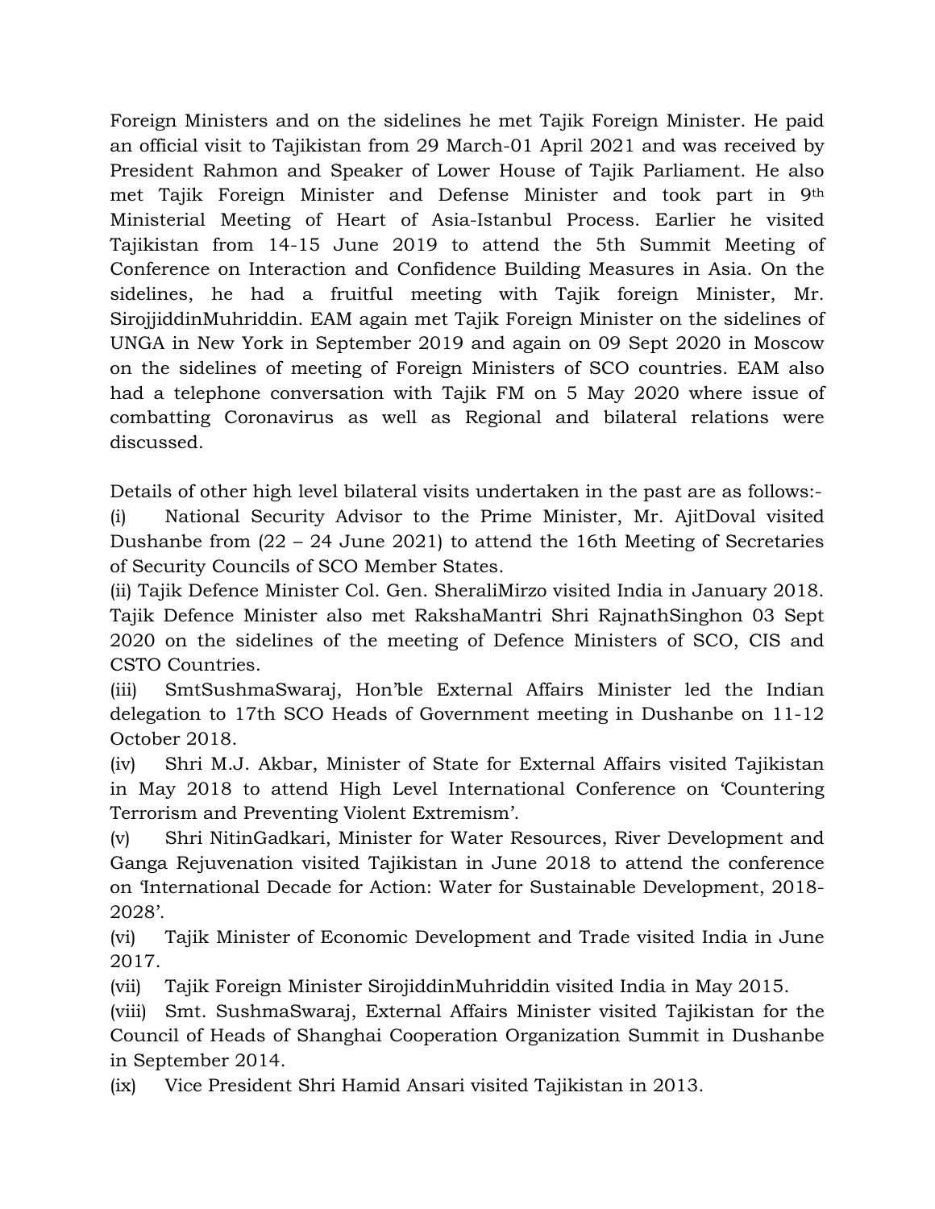Foreign Ministers and on the sidelines he met Tajik Foreign Minister. He paid an official visit to Tajikistan from 29 March-01 April 2021 and was received by President Rahmon and Speaker of Lower House of Tajik Parliament. He also met Tajik Foreign Minister and Defense Minister and took part in 9th Ministerial Meeting of Heart of Asia-Istanbul Process. Earlier he visited Tajikistan from 14-15 June 2019 to attend the 5th Summit Meeting of Conference on Interaction and Confidence Building Measures in Asia. On the sidelines, he had a fruitful meeting with Tajik foreign Minister, Mr. SirojjiddinMuhriddin. EAM again met Tajik Foreign Minister on the sidelines of UNGA in New York in September 2019 and again on 09 Sept 2020 in Moscow on the sidelines of meeting of Foreign Ministers of SCO countries. EAM also had a telephone conversation with Tajik FM on 5 May 2020 where issue of combatting Coronavirus as well as Regional and bilateral relations were discussed.

Details of other high level bilateral visits undertaken in the past are as follows:-

(i) National Security Advisor to the Prime Minister, Mr. AjitDoval visited Dushanbe from (22 – 24 June 2021) to attend the 16th Meeting of Secretaries of Security Councils of SCO Member States.

(ii) Tajik Defence Minister Col. Gen. SheraliMirzo visited India in January 2018. Tajik Defence Minister also met RakshaMantri Shri RajnathSinghon 03 Sept 2020 on the sidelines of the meeting of Defence Ministers of SCO, CIS and CSTO Countries.

(iii) SmtSushmaSwaraj, Hon'ble External Affairs Minister led the Indian delegation to 17th SCO Heads of Government meeting in Dushanbe on 11-12 October 2018.

(iv) Shri M.J. Akbar, Minister of State for External Affairs visited Tajikistan in May 2018 to attend High Level International Conference on 'Countering Terrorism and Preventing Violent Extremism'.

(v) Shri NitinGadkari, Minister for Water Resources, River Development and Ganga Rejuvenation visited Tajikistan in June 2018 to attend the conference on 'International Decade for Action: Water for Sustainable Development, 2018-2028'.

(vi) Tajik Minister of Economic Development and Trade visited India in June 2017.

(vii) Tajik Foreign Minister SirojiddinMuhriddin visited India in May 2015.

(viii) Smt. SushmaSwaraj, External Affairs Minister visited Tajikistan for the Council of Heads of Shanghai Cooperation Organization Summit in Dushanbe in September 2014.

(ix) Vice President Shri Hamid Ansari visited Tajikistan in 2013.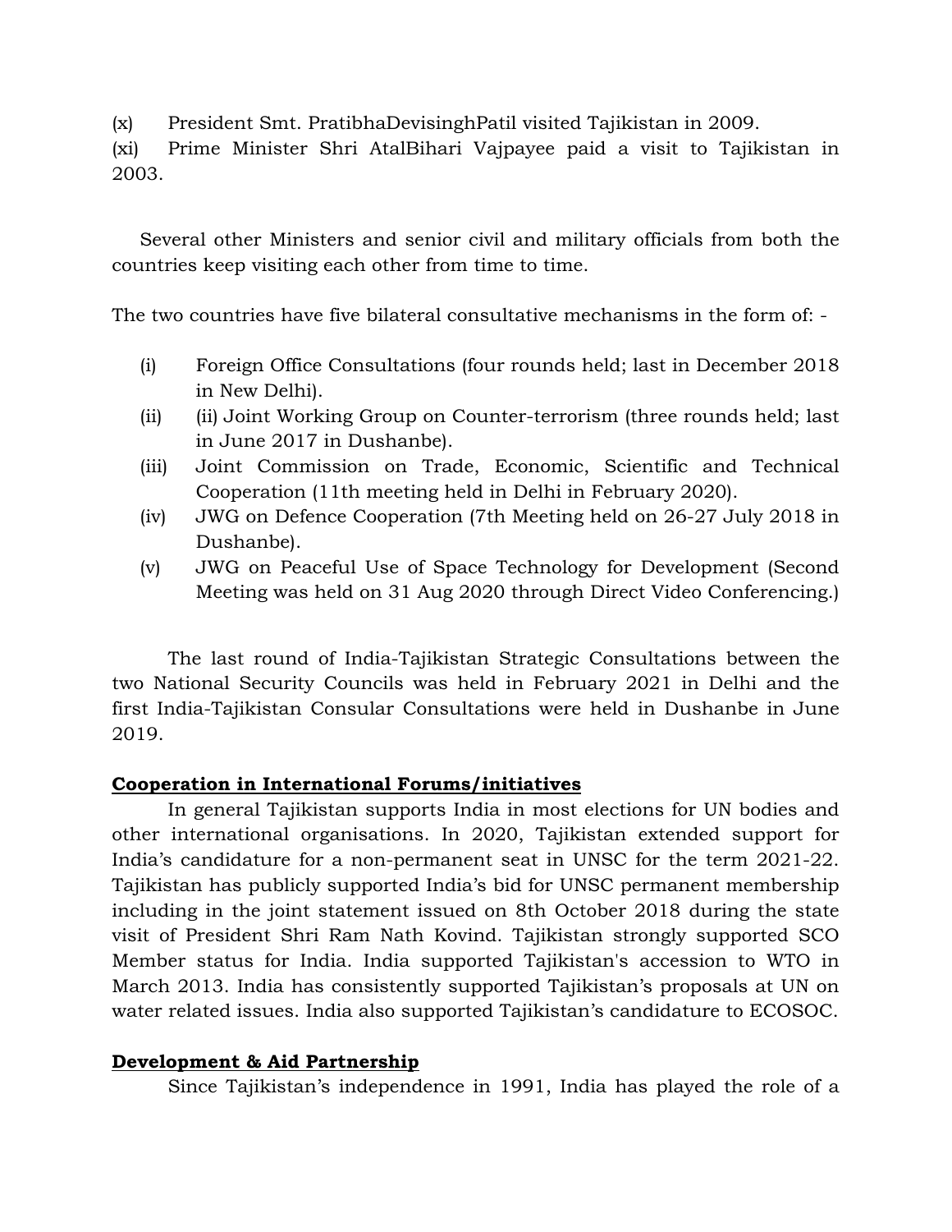(x) President Smt. PratibhaDevisinghPatil visited Tajikistan in 2009.
(xi) Prime Minister Shri AtalBihari Vajpayee paid a visit to Tajikistan in 2003.

Several other Ministers and senior civil and military officials from both the countries keep visiting each other from time to time.

The two countries have five bilateral consultative mechanisms in the form of: -

(i) Foreign Office Consultations (four rounds held; last in December 2018 in New Delhi).
(ii) (ii) Joint Working Group on Counter-terrorism (three rounds held; last in June 2017 in Dushanbe).
(iii) Joint Commission on Trade, Economic, Scientific and Technical Cooperation (11th meeting held in Delhi in February 2020).
(iv) JWG on Defence Cooperation (7th Meeting held on 26-27 July 2018 in Dushanbe).
(v) JWG on Peaceful Use of Space Technology for Development (Second Meeting was held on 31 Aug 2020 through Direct Video Conferencing.)

The last round of India-Tajikistan Strategic Consultations between the two National Security Councils was held in February 2021 in Delhi and the first India-Tajikistan Consular Consultations were held in Dushanbe in June 2019.

**Cooperation in International Forums/initiatives**

In general Tajikistan supports India in most elections for UN bodies and other international organisations. In 2020, Tajikistan extended support for India's candidature for a non-permanent seat in UNSC for the term 2021-22. Tajikistan has publicly supported India's bid for UNSC permanent membership including in the joint statement issued on 8th October 2018 during the state visit of President Shri Ram Nath Kovind. Tajikistan strongly supported SCO Member status for India. India supported Tajikistan's accession to WTO in March 2013. India has consistently supported Tajikistan's proposals at UN on water related issues. India also supported Tajikistan's candidature to ECOSOC.

**Development & Aid Partnership**

Since Tajikistan's independence in 1991, India has played the role of a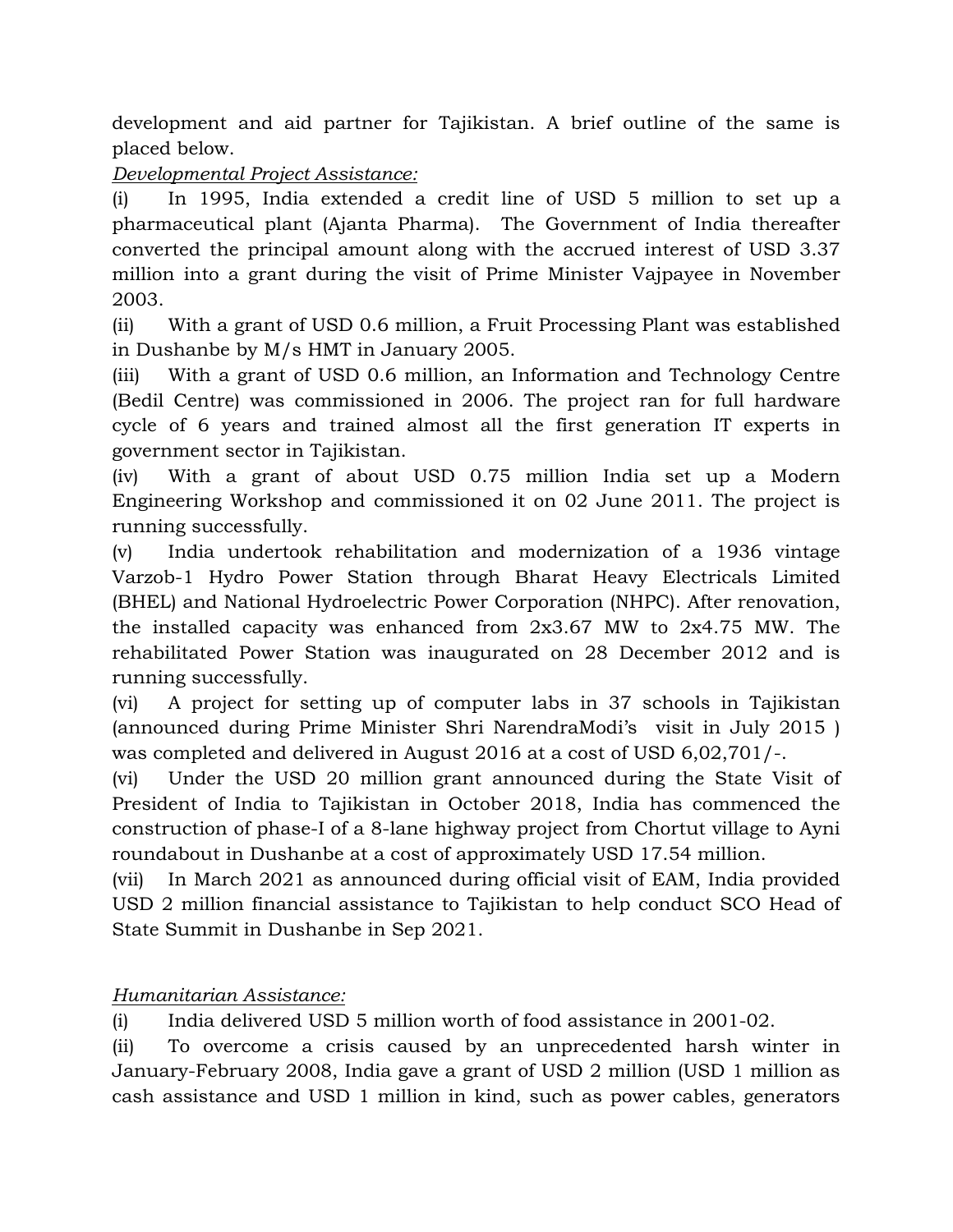development and aid partner for Tajikistan. A brief outline of the same is placed below.

*Developmental Project Assistance:*

(i) In 1995, India extended a credit line of USD 5 million to set up a pharmaceutical plant (Ajanta Pharma). The Government of India thereafter converted the principal amount along with the accrued interest of USD 3.37 million into a grant during the visit of Prime Minister Vajpayee in November 2003.

(ii) With a grant of USD 0.6 million, a Fruit Processing Plant was established in Dushanbe by M/s HMT in January 2005.

(iii) With a grant of USD 0.6 million, an Information and Technology Centre (Bedil Centre) was commissioned in 2006. The project ran for full hardware cycle of 6 years and trained almost all the first generation IT experts in government sector in Tajikistan.

(iv) With a grant of about USD 0.75 million India set up a Modern Engineering Workshop and commissioned it on 02 June 2011. The project is running successfully.

(v) India undertook rehabilitation and modernization of a 1936 vintage Varzob-1 Hydro Power Station through Bharat Heavy Electricals Limited (BHEL) and National Hydroelectric Power Corporation (NHPC). After renovation, the installed capacity was enhanced from 2x3.67 MW to 2x4.75 MW. The rehabilitated Power Station was inaugurated on 28 December 2012 and is running successfully.

(vi) A project for setting up of computer labs in 37 schools in Tajikistan (announced during Prime Minister Shri NarendraModi's visit in July 2015 ) was completed and delivered in August 2016 at a cost of USD 6,02,701/-.

(vi) Under the USD 20 million grant announced during the State Visit of President of India to Tajikistan in October 2018, India has commenced the construction of phase-I of a 8-lane highway project from Chortut village to Ayni roundabout in Dushanbe at a cost of approximately USD 17.54 million.

(vii) In March 2021 as announced during official visit of EAM, India provided USD 2 million financial assistance to Tajikistan to help conduct SCO Head of State Summit in Dushanbe in Sep 2021.

*Humanitarian Assistance:*

(i) India delivered USD 5 million worth of food assistance in 2001-02.

(ii) To overcome a crisis caused by an unprecedented harsh winter in January-February 2008, India gave a grant of USD 2 million (USD 1 million as cash assistance and USD 1 million in kind, such as power cables, generators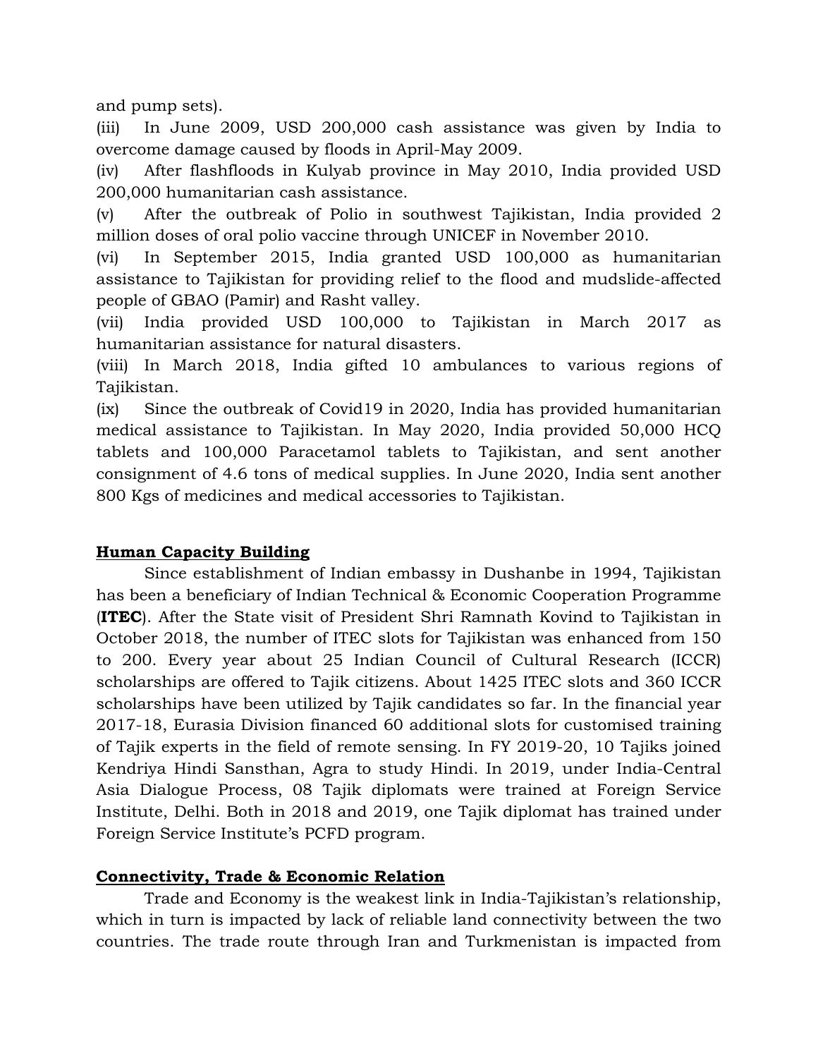and pump sets).

(iii) In June 2009, USD 200,000 cash assistance was given by India to overcome damage caused by floods in April-May 2009.

(iv) After flashfloods in Kulyab province in May 2010, India provided USD 200,000 humanitarian cash assistance.

(v) After the outbreak of Polio in southwest Tajikistan, India provided 2 million doses of oral polio vaccine through UNICEF in November 2010.

(vi) In September 2015, India granted USD 100,000 as humanitarian assistance to Tajikistan for providing relief to the flood and mudslide-affected people of GBAO (Pamir) and Rasht valley.

(vii) India provided USD 100,000 to Tajikistan in March 2017 as humanitarian assistance for natural disasters.

(viii) In March 2018, India gifted 10 ambulances to various regions of Tajikistan.

(ix) Since the outbreak of Covid19 in 2020, India has provided humanitarian medical assistance to Tajikistan. In May 2020, India provided 50,000 HCQ tablets and 100,000 Paracetamol tablets to Tajikistan, and sent another consignment of 4.6 tons of medical supplies. In June 2020, India sent another 800 Kgs of medicines and medical accessories to Tajikistan.

## **Human Capacity Building**

Since establishment of Indian embassy in Dushanbe in 1994, Tajikistan has been a beneficiary of Indian Technical & Economic Cooperation Programme (**ITEC**). After the State visit of President Shri Ramnath Kovind to Tajikistan in October 2018, the number of ITEC slots for Tajikistan was enhanced from 150 to 200. Every year about 25 Indian Council of Cultural Research (ICCR) scholarships are offered to Tajik citizens. About 1425 ITEC slots and 360 ICCR scholarships have been utilized by Tajik candidates so far. In the financial year 2017-18, Eurasia Division financed 60 additional slots for customised training of Tajik experts in the field of remote sensing. In FY 2019-20, 10 Tajiks joined Kendriya Hindi Sansthan, Agra to study Hindi. In 2019, under India-Central Asia Dialogue Process, 08 Tajik diplomats were trained at Foreign Service Institute, Delhi. Both in 2018 and 2019, one Tajik diplomat has trained under Foreign Service Institute's PCFD program.

## **Connectivity, Trade & Economic Relation**

Trade and Economy is the weakest link in India-Tajikistan's relationship, which in turn is impacted by lack of reliable land connectivity between the two countries. The trade route through Iran and Turkmenistan is impacted from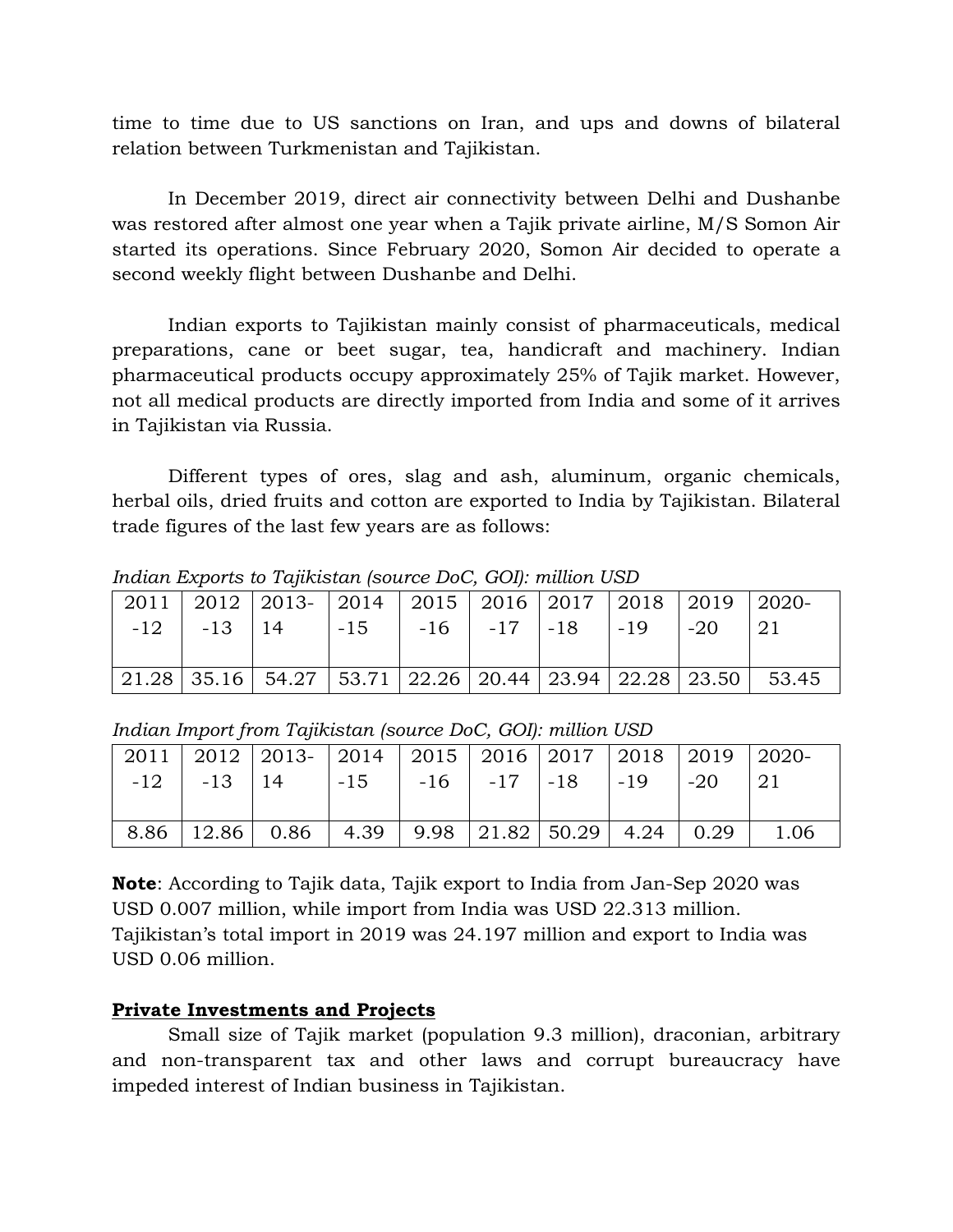time to time due to US sanctions on Iran, and ups and downs of bilateral relation between Turkmenistan and Tajikistan.

In December 2019, direct air connectivity between Delhi and Dushanbe was restored after almost one year when a Tajik private airline, M/S Somon Air started its operations. Since February 2020, Somon Air decided to operate a second weekly flight between Dushanbe and Delhi.

Indian exports to Tajikistan mainly consist of pharmaceuticals, medical preparations, cane or beet sugar, tea, handicraft and machinery. Indian pharmaceutical products occupy approximately 25% of Tajik market. However, not all medical products are directly imported from India and some of it arrives in Tajikistan via Russia.

Different types of ores, slag and ash, aluminum, organic chemicals, herbal oils, dried fruits and cotton are exported to India by Tajikistan. Bilateral trade figures of the last few years are as follows:

*Indian Exports to Tajikistan (source DoC, GOI): million USD*

| 2011-12 | 2012-13 | 2013-14 | 2014-15 | 2015-16 | 2016-17 | 2017-18 | 2018-19 | 2019-20 | 2020-21 |
|---|---|---|---|---|---|---|---|---|---|
| 21.28 | 35.16 | 54.27 | 53.71 | 22.26 | 20.44 | 23.94 | 22.28 | 23.50 | 53.45 |

*Indian Import from Tajikistan (source DoC, GOI): million USD*

| 2011-12 | 2012-13 | 2013-14 | 2014-15 | 2015-16 | 2016-17 | 2017-18 | 2018-19 | 2019-20 | 2020-21 |
|---|---|---|---|---|---|---|---|---|---|
| 8.86 | 12.86 | 0.86 | 4.39 | 9.98 | 21.82 | 50.29 | 4.24 | 0.29 | 1.06 |

**Note**: According to Tajik data, Tajik export to India from Jan-Sep 2020 was USD 0.007 million, while import from India was USD 22.313 million. Tajikistan's total import in 2019 was 24.197 million and export to India was USD 0.06 million.

**Private Investments and Projects**

Small size of Tajik market (population 9.3 million), draconian, arbitrary and non-transparent tax and other laws and corrupt bureaucracy have impeded interest of Indian business in Tajikistan.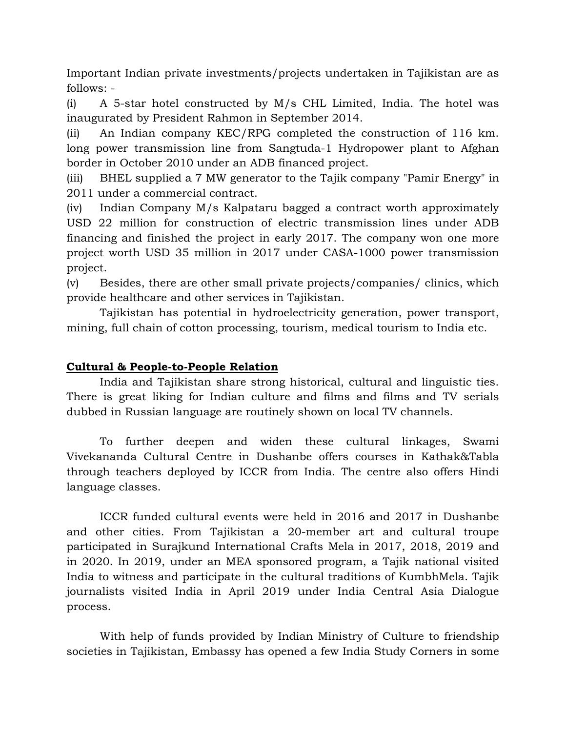Important Indian private investments/projects undertaken in Tajikistan are as follows: -

(i) A 5-star hotel constructed by M/s CHL Limited, India. The hotel was inaugurated by President Rahmon in September 2014.

(ii) An Indian company KEC/RPG completed the construction of 116 km. long power transmission line from Sangtuda-1 Hydropower plant to Afghan border in October 2010 under an ADB financed project.

(iii) BHEL supplied a 7 MW generator to the Tajik company "Pamir Energy" in 2011 under a commercial contract.

(iv) Indian Company M/s Kalpataru bagged a contract worth approximately USD 22 million for construction of electric transmission lines under ADB financing and finished the project in early 2017. The company won one more project worth USD 35 million in 2017 under CASA-1000 power transmission project.

(v) Besides, there are other small private projects/companies/ clinics, which provide healthcare and other services in Tajikistan.

Tajikistan has potential in hydroelectricity generation, power transport, mining, full chain of cotton processing, tourism, medical tourism to India etc.

**Cultural & People-to-People Relation**

India and Tajikistan share strong historical, cultural and linguistic ties. There is great liking for Indian culture and films and films and TV serials dubbed in Russian language are routinely shown on local TV channels.

To further deepen and widen these cultural linkages, Swami Vivekananda Cultural Centre in Dushanbe offers courses in Kathak&Tabla through teachers deployed by ICCR from India. The centre also offers Hindi language classes.

ICCR funded cultural events were held in 2016 and 2017 in Dushanbe and other cities. From Tajikistan a 20-member art and cultural troupe participated in Surajkund International Crafts Mela in 2017, 2018, 2019 and in 2020. In 2019, under an MEA sponsored program, a Tajik national visited India to witness and participate in the cultural traditions of KumbhMela. Tajik journalists visited India in April 2019 under India Central Asia Dialogue process.

With help of funds provided by Indian Ministry of Culture to friendship societies in Tajikistan, Embassy has opened a few India Study Corners in some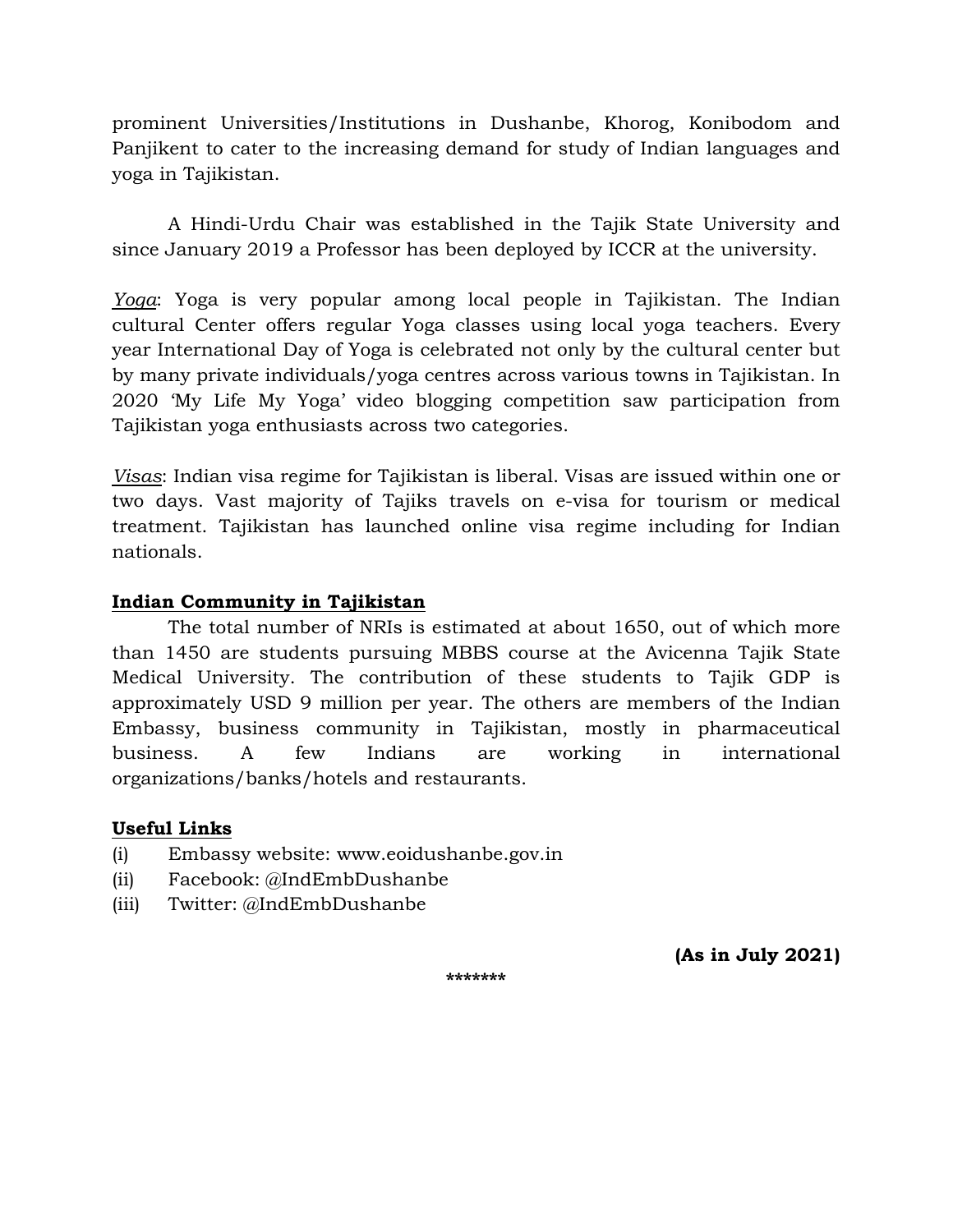prominent Universities/Institutions in Dushanbe, Khorog, Konibodom and Panjikent to cater to the increasing demand for study of Indian languages and yoga in Tajikistan.

A Hindi-Urdu Chair was established in the Tajik State University and since January 2019 a Professor has been deployed by ICCR at the university.

*Yoga*: Yoga is very popular among local people in Tajikistan. The Indian cultural Center offers regular Yoga classes using local yoga teachers. Every year International Day of Yoga is celebrated not only by the cultural center but by many private individuals/yoga centres across various towns in Tajikistan. In 2020 'My Life My Yoga' video blogging competition saw participation from Tajikistan yoga enthusiasts across two categories.

*Visas*: Indian visa regime for Tajikistan is liberal. Visas are issued within one or two days. Vast majority of Tajiks travels on e-visa for tourism or medical treatment. Tajikistan has launched online visa regime including for Indian nationals.

**Indian Community in Tajikistan**

The total number of NRIs is estimated at about 1650, out of which more than 1450 are students pursuing MBBS course at the Avicenna Tajik State Medical University. The contribution of these students to Tajik GDP is approximately USD 9 million per year. The others are members of the Indian Embassy, business community in Tajikistan, mostly in pharmaceutical business. A few Indians are working in international organizations/banks/hotels and restaurants.

**Useful Links**

(i) Embassy website: www.eoidushanbe.gov.in
(ii) Facebook: @IndEmbDushanbe
(iii) Twitter: @IndEmbDushanbe

**(As in July 2021)**

*******